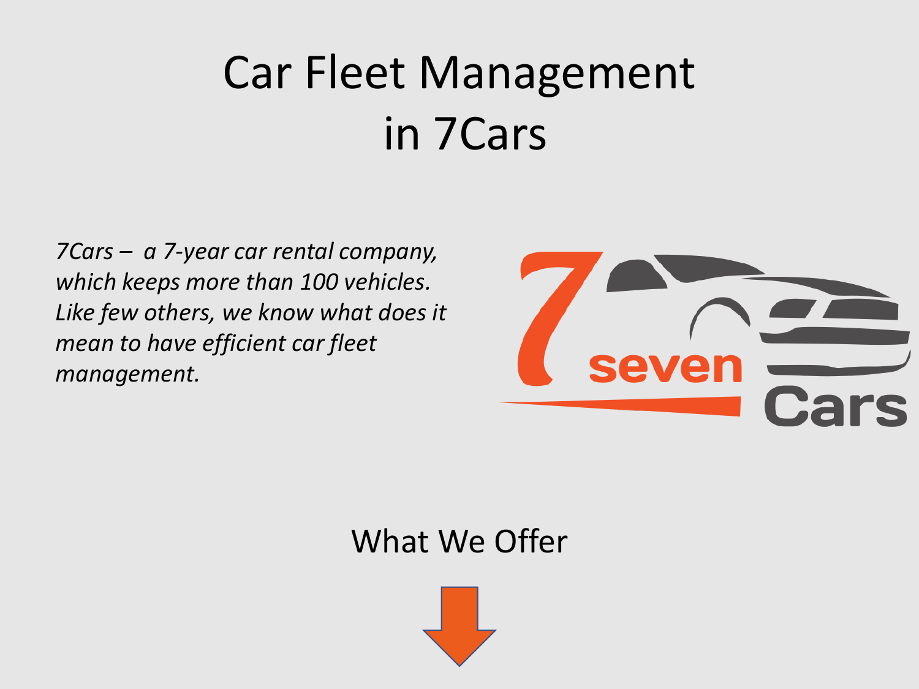# Car Fleet Management in 7Cars

*7Cars – a 7-year car rental company, which keeps more than 100 vehicles. Like few others, we know what does it mean to have efficient car fleet management.*

## What We Offer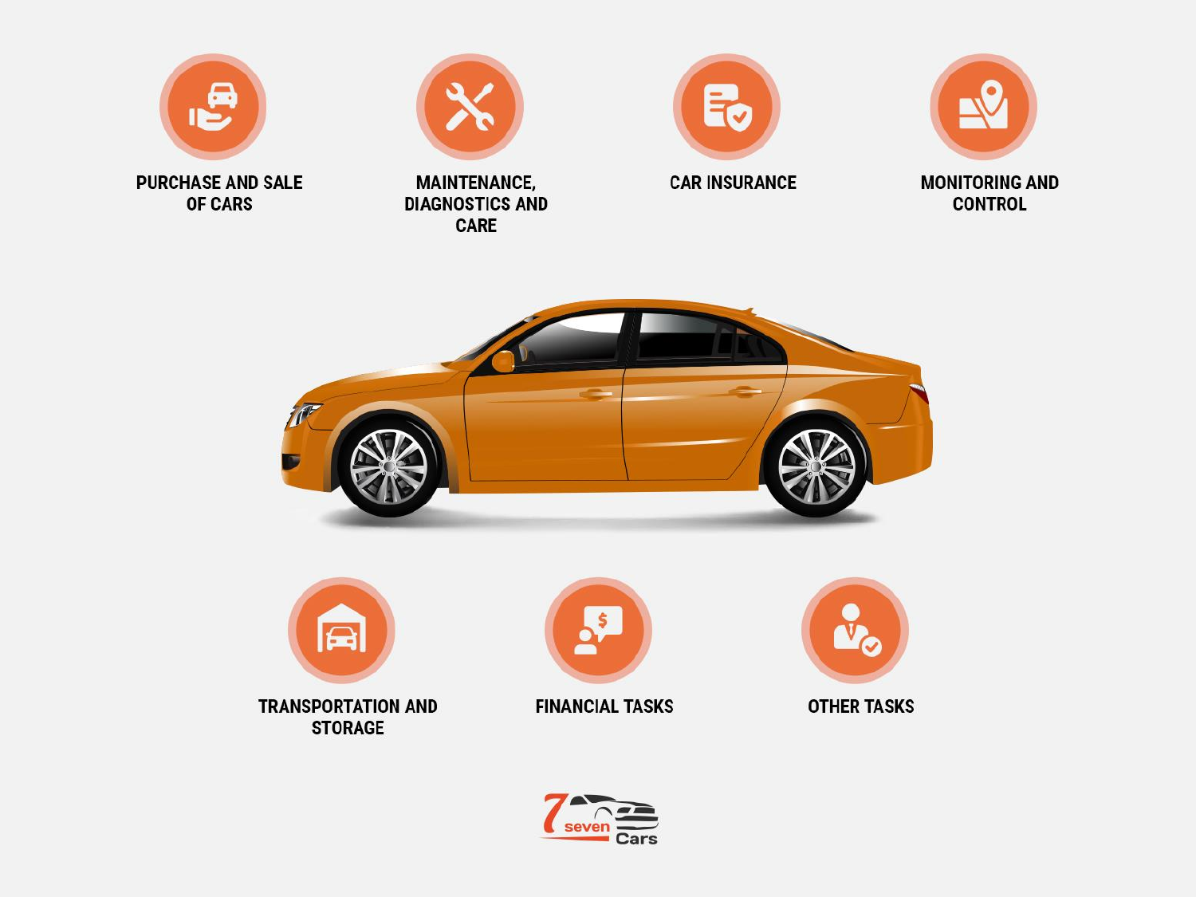PURCHASE AND SALE OF CARS

MAINTENANCE, DIAGNOSTICS AND CARE

CAR INSURANCE

MONITORING AND CONTROL

TRANSPORTATION AND STORAGE

FINANCIAL TASKS

OTHER TASKS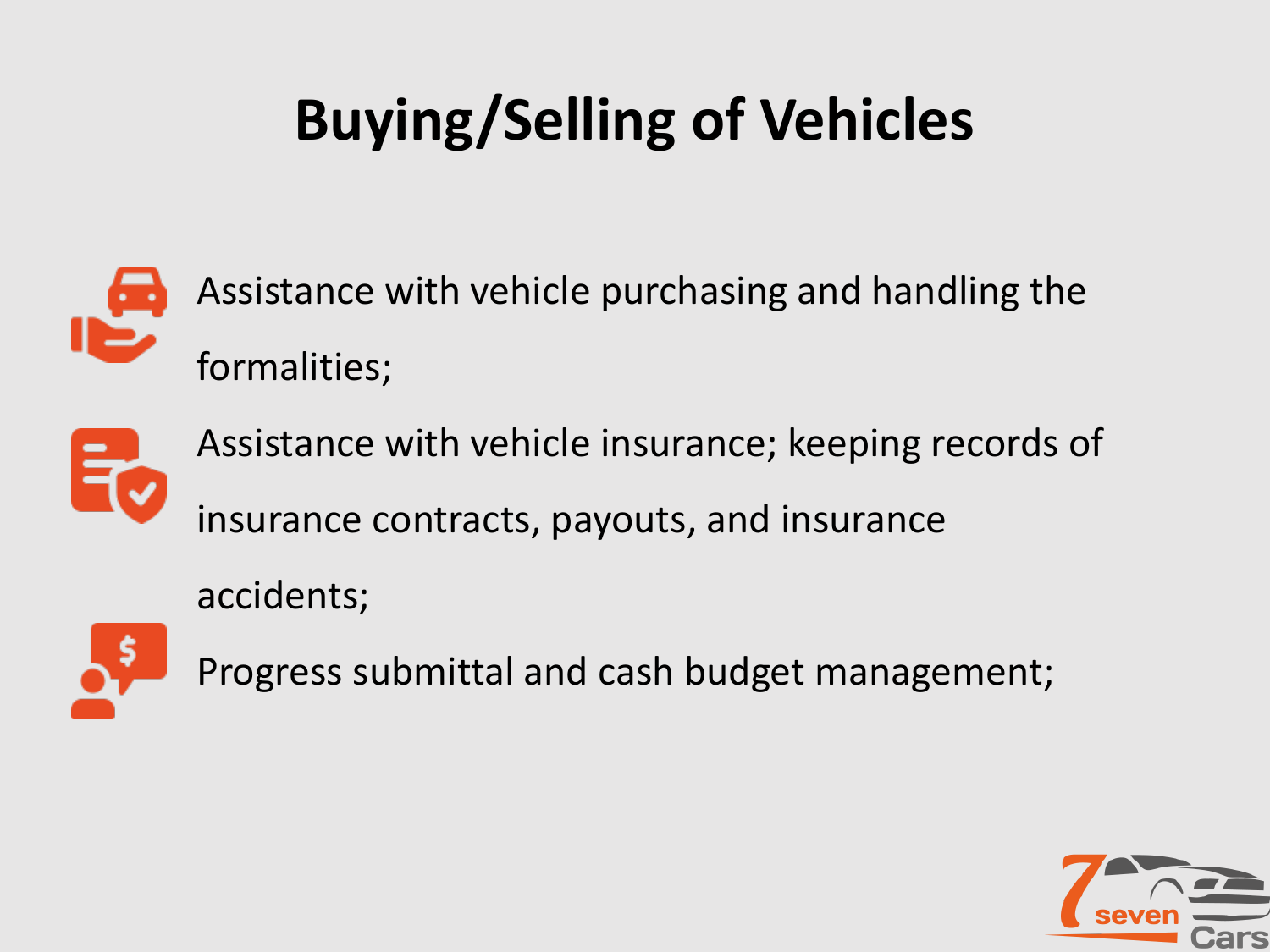# Buying/Selling of Vehicles

- Assistance with vehicle purchasing and handling the formalities;
- Assistance with vehicle insurance; keeping records of insurance contracts, payouts, and insurance accidents;
- Progress submittal and cash budget management;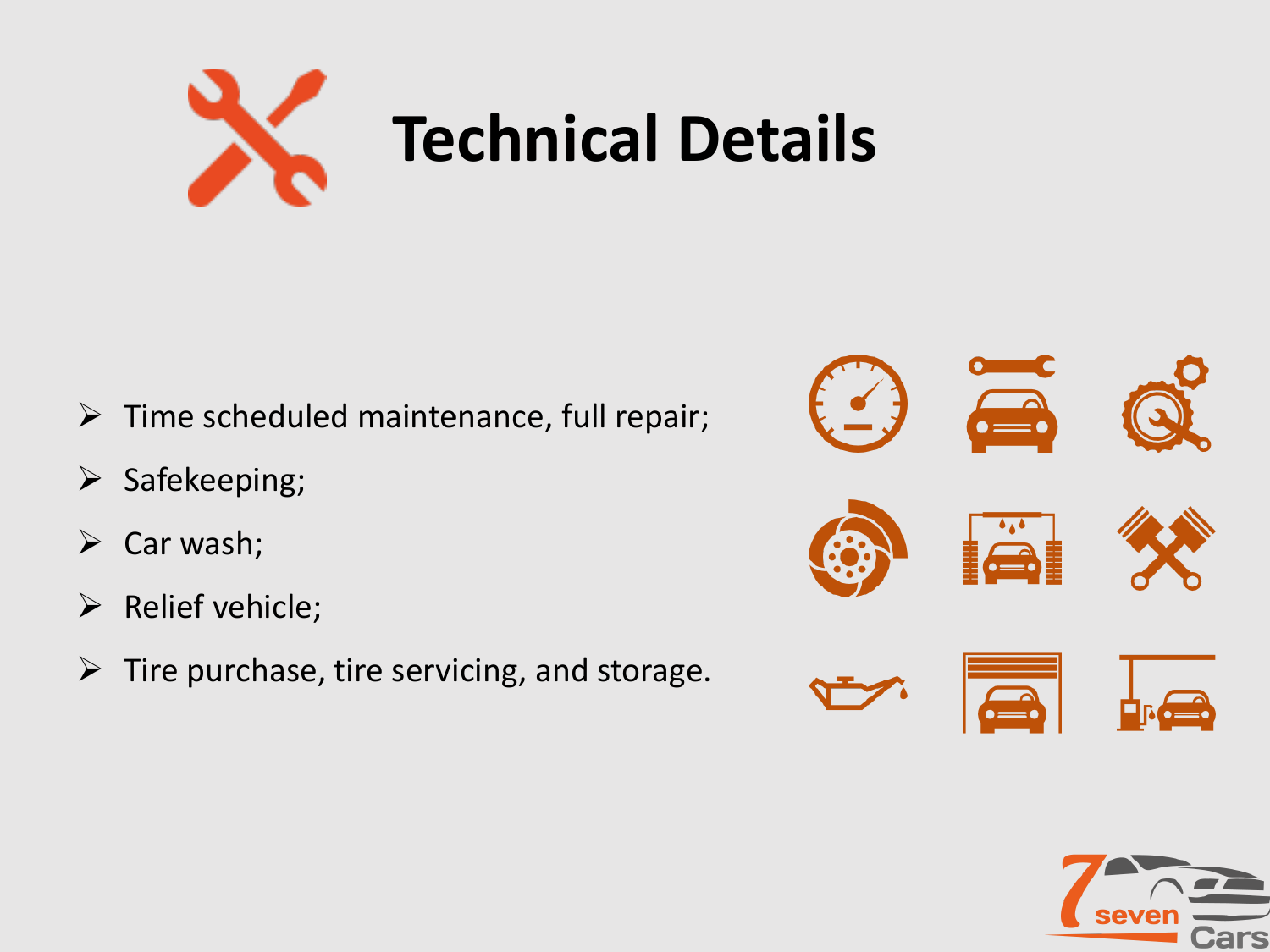# Technical Details

- Time scheduled maintenance, full repair;
- Safekeeping;
- Car wash;
- Relief vehicle;
- Tire purchase, tire servicing, and storage.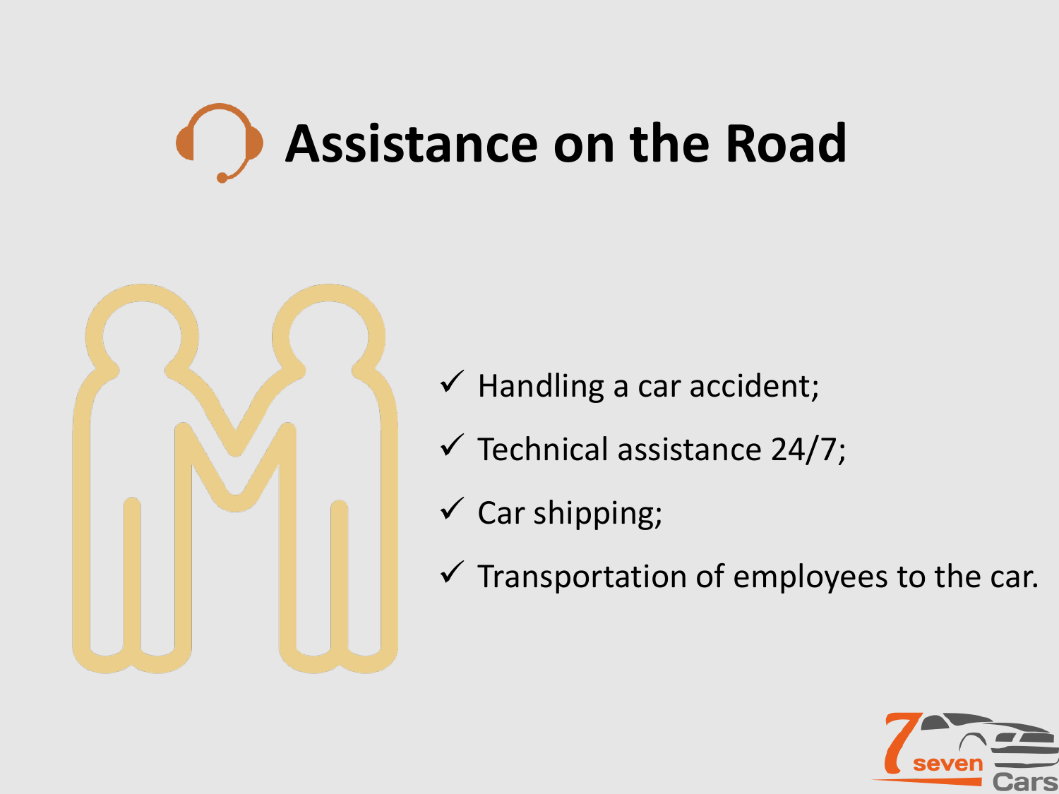# Assistance on the Road

- ✓ Handling a car accident;
- ✓ Technical assistance 24/7;
- ✓ Car shipping;
- ✓ Transportation of employees to the car.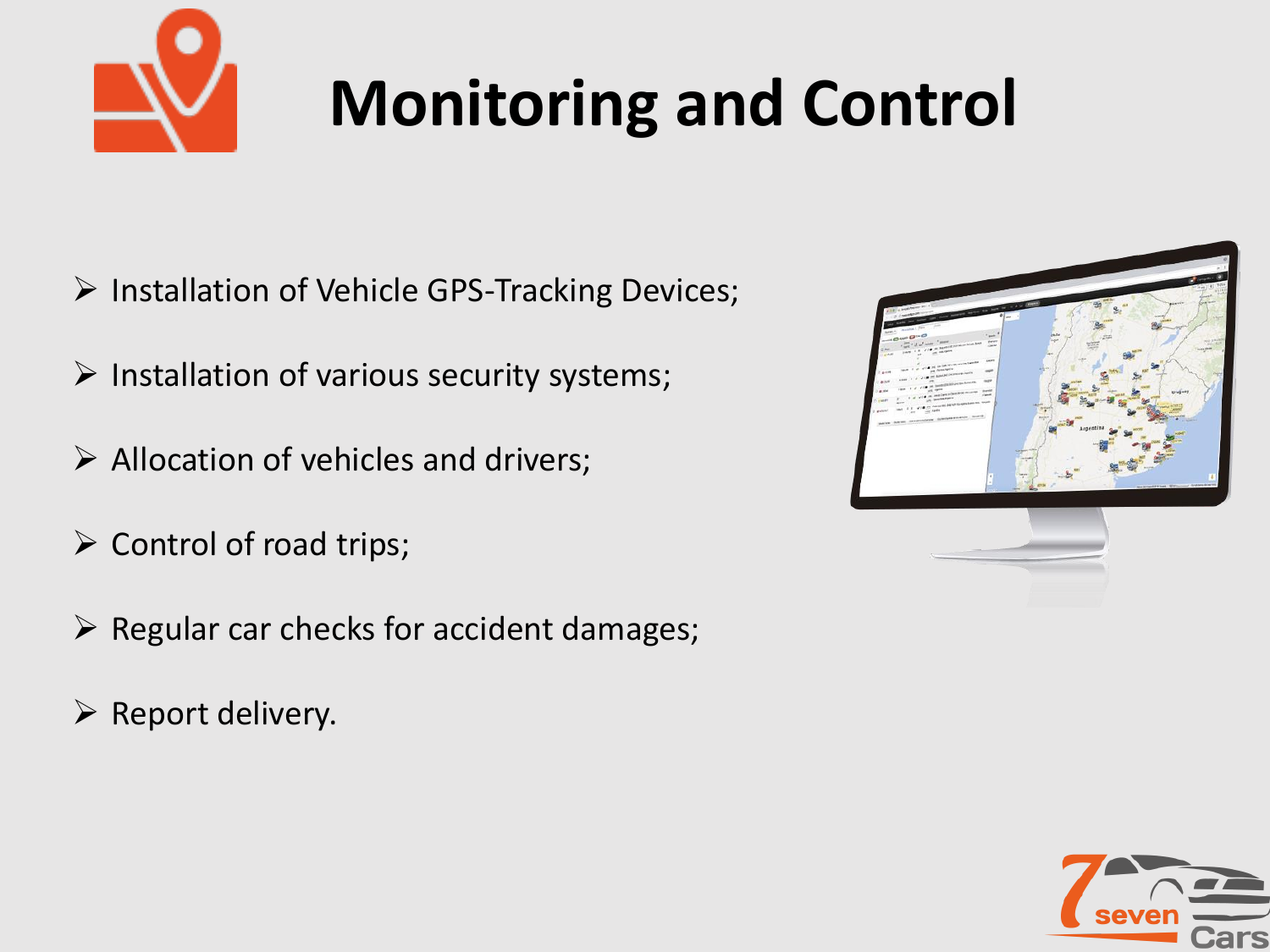# Monitoring and Control

- Installation of Vehicle GPS-Tracking Devices;
- Installation of various security systems;
- Allocation of vehicles and drivers;
- Control of road trips;
- Regular car checks for accident damages;
- Report delivery.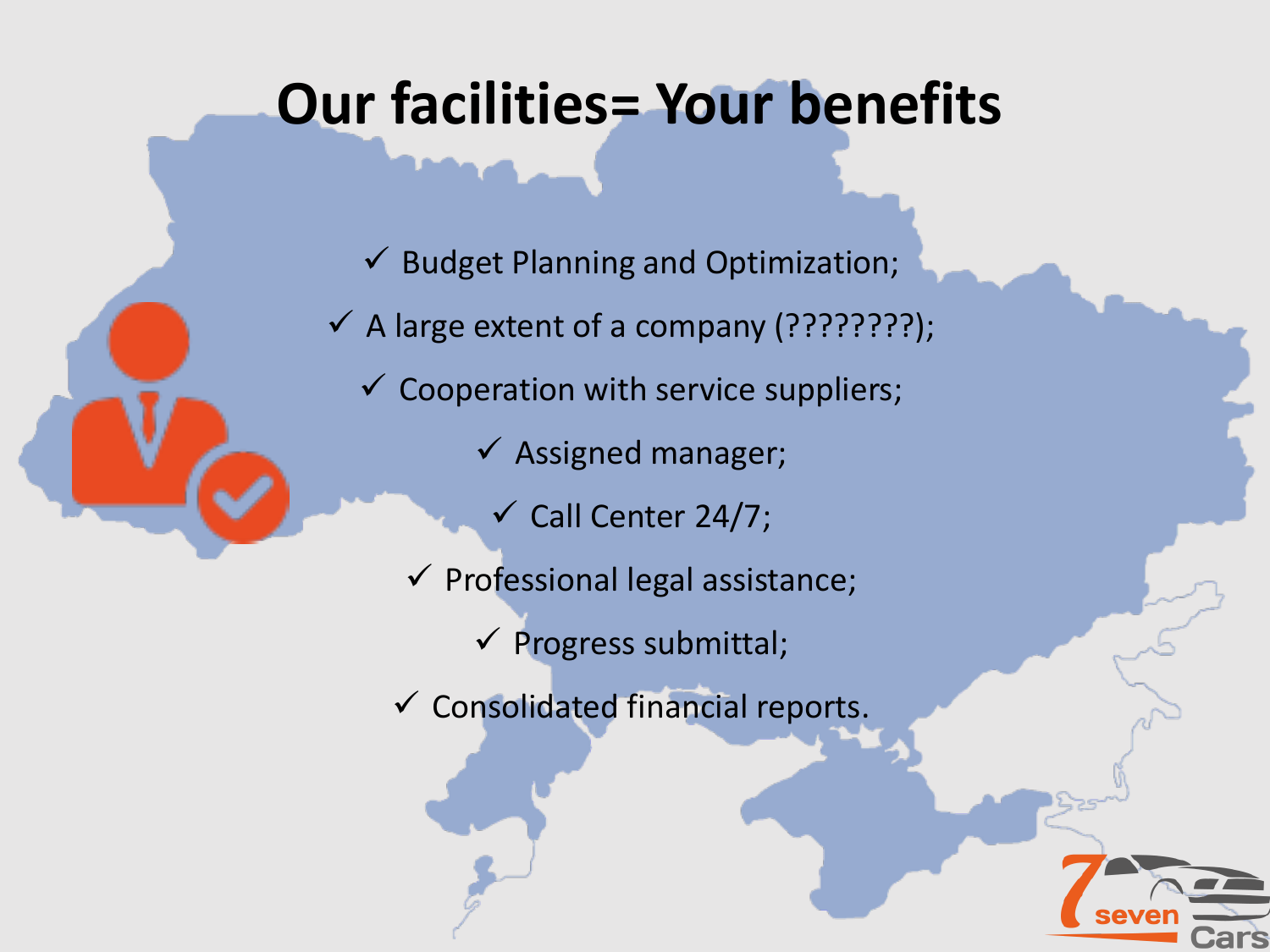# Our facilities= Your benefits

- ✓ Budget Planning and Optimization;
- ✓ A large extent of a company (????????);
- ✓ Cooperation with service suppliers;
- ✓ Assigned manager;
- ✓ Call Center 24/7;
- ✓ Professional legal assistance;
- ✓ Progress submittal;
- ✓ Consolidated financial reports.

7 seven Cars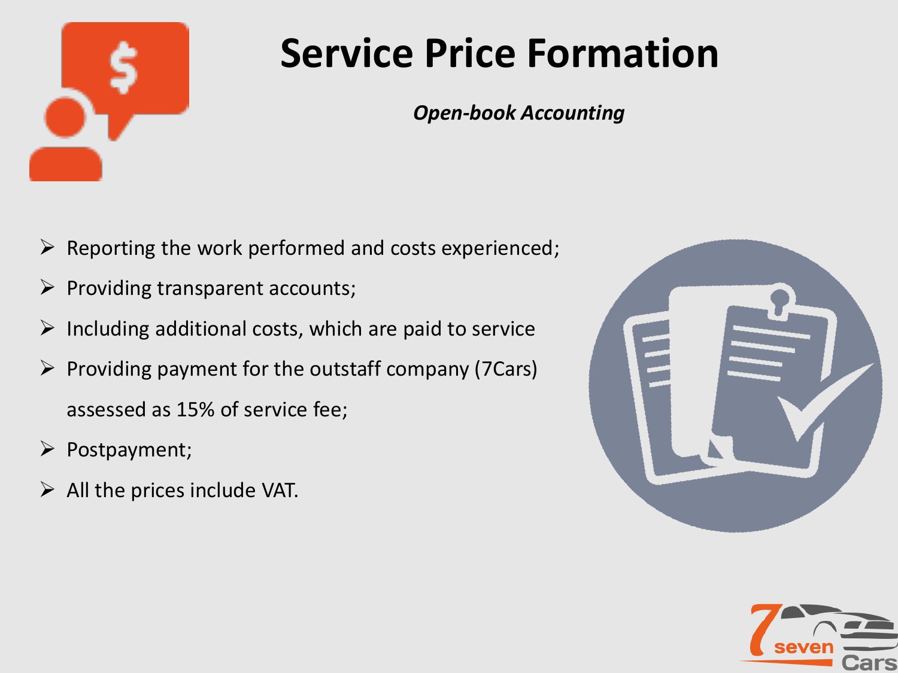# Service Price Formation

***Open-book Accounting***

- Reporting the work performed and costs experienced;
- Providing transparent accounts;
- Including additional costs, which are paid to service
- Providing payment for the outstaff company (7Cars) assessed as 15% of service fee;
- Postpayment;
- All the prices include VAT.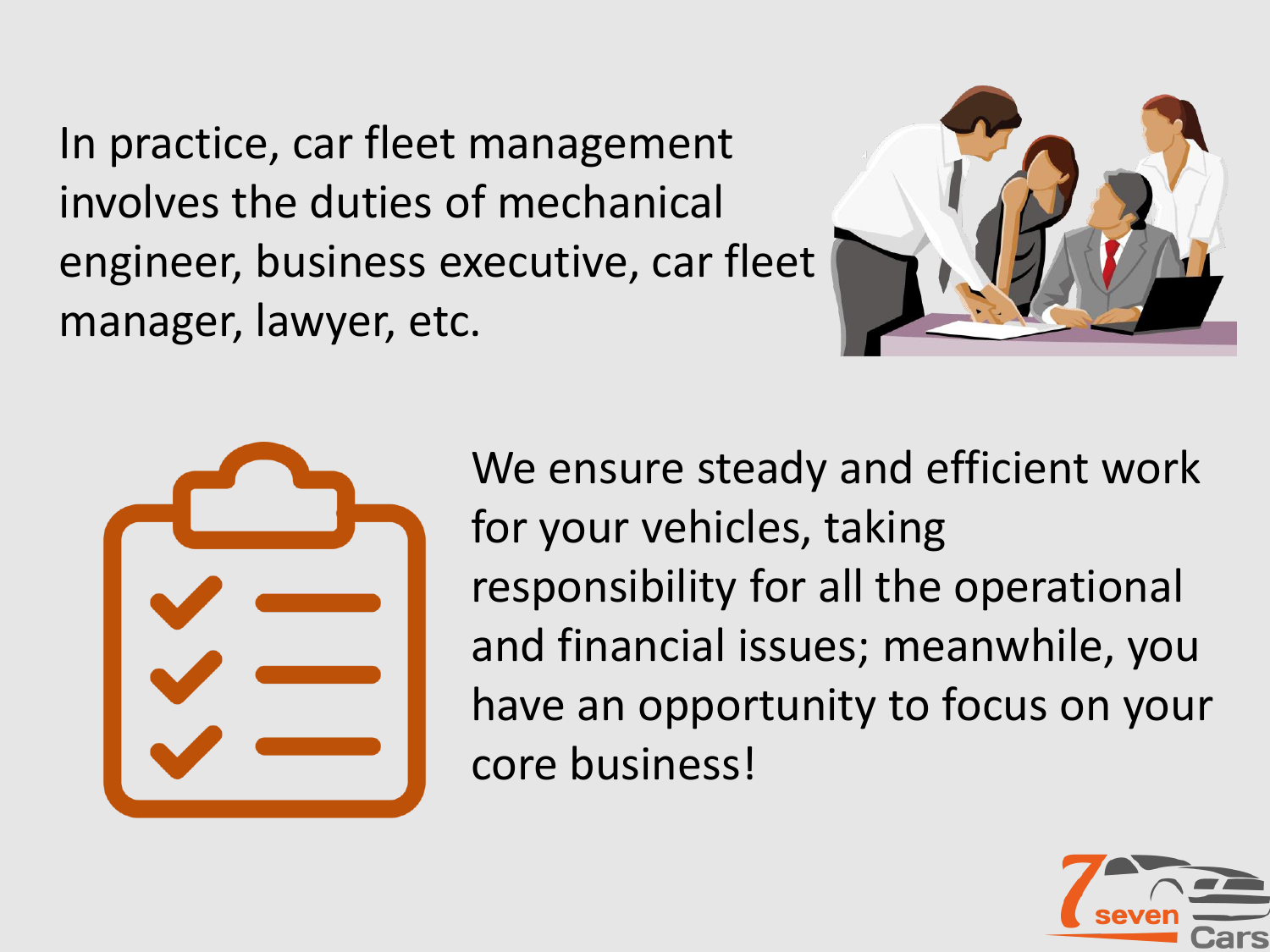In practice, car fleet management involves the duties of mechanical engineer, business executive, car fleet manager, lawyer, etc.

We ensure steady and efficient work for your vehicles, taking responsibility for all the operational and financial issues; meanwhile, you have an opportunity to focus on your core business!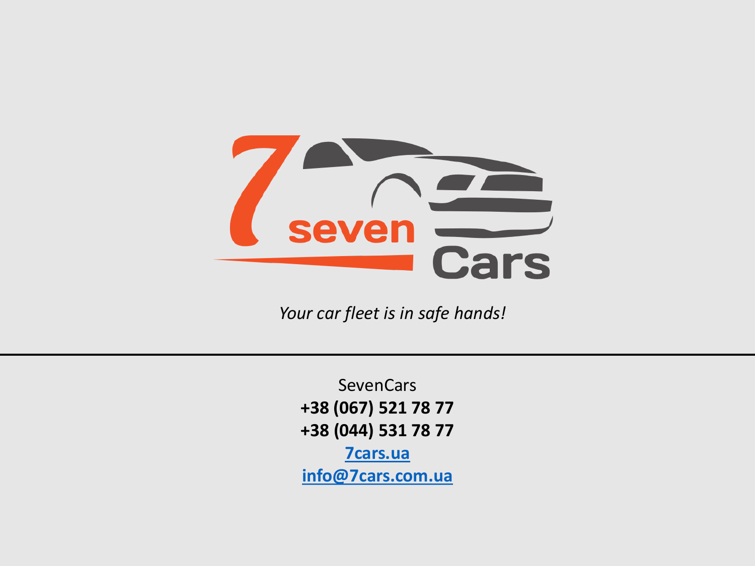*Your car fleet is in safe hands!*

---

SevenCars
**+38 (067) 521 78 77**
**+38 (044) 531 78 77**
**[7cars.ua](7cars.ua)**
**[info@7cars.com.ua](mailto:info@7cars.com.ua)**